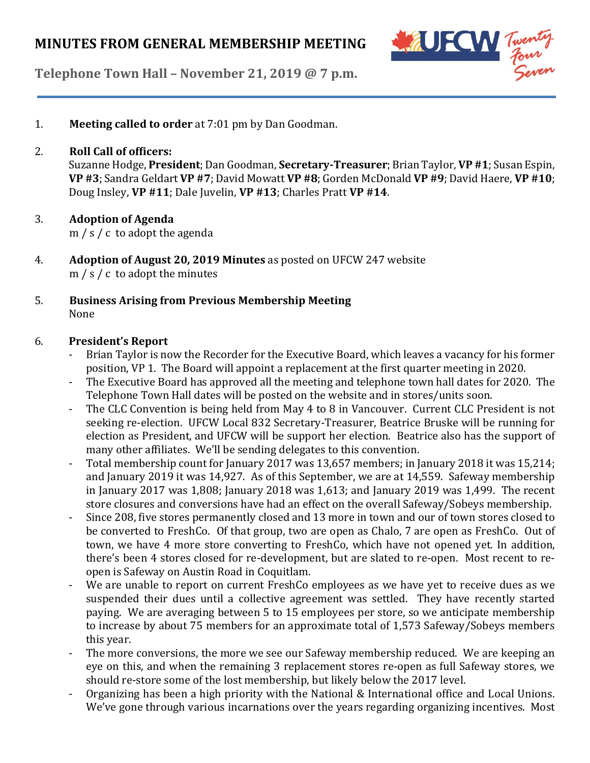# MINUTES FROM GENERAL MEMBERSHIP MEETING

**Telephone Town Hall – November 21, 2019 @ 7 p.m.**

1. **Meeting called to order** at 7:01 pm by Dan Goodman.

2. **Roll Call of officers:**
   Suzanne Hodge, **President**; Dan Goodman, **Secretary-Treasurer**; Brian Taylor, **VP #1**; Susan Espin, **VP #3**; Sandra Geldart **VP #7**; David Mowatt **VP #8**; Gorden McDonald **VP #9**; David Haere, **VP #10**; Doug Insley, **VP #11**; Dale Juvelin, **VP #13**; Charles Pratt **VP #14**.

3. **Adoption of Agenda**
   m / s / c to adopt the agenda

4. **Adoption of August 20, 2019 Minutes** as posted on UFCW 247 website
   m / s / c to adopt the minutes

5. **Business Arising from Previous Membership Meeting**
   None

6. **President's Report**
   - Brian Taylor is now the Recorder for the Executive Board, which leaves a vacancy for his former position, VP 1. The Board will appoint a replacement at the first quarter meeting in 2020.
   - The Executive Board has approved all the meeting and telephone town hall dates for 2020. The Telephone Town Hall dates will be posted on the website and in stores/units soon.
   - The CLC Convention is being held from May 4 to 8 in Vancouver. Current CLC President is not seeking re-election. UFCW Local 832 Secretary-Treasurer, Beatrice Bruske will be running for election as President, and UFCW will be support her election. Beatrice also has the support of many other affiliates. We'll be sending delegates to this convention.
   - Total membership count for January 2017 was 13,657 members; in January 2018 it was 15,214; and January 2019 it was 14,927. As of this September, we are at 14,559. Safeway membership in January 2017 was 1,808; January 2018 was 1,613; and January 2019 was 1,499. The recent store closures and conversions have had an effect on the overall Safeway/Sobeys membership.
   - Since 208, five stores permanently closed and 13 more in town and our of town stores closed to be converted to FreshCo. Of that group, two are open as Chalo, 7 are open as FreshCo. Out of town, we have 4 more store converting to FreshCo, which have not opened yet. In addition, there's been 4 stores closed for re-development, but are slated to re-open. Most recent to re-open is Safeway on Austin Road in Coquitlam.
   - We are unable to report on current FreshCo employees as we have yet to receive dues as we suspended their dues until a collective agreement was settled. They have recently started paying. We are averaging between 5 to 15 employees per store, so we anticipate membership to increase by about 75 members for an approximate total of 1,573 Safeway/Sobeys members this year.
   - The more conversions, the more we see our Safeway membership reduced. We are keeping an eye on this, and when the remaining 3 replacement stores re-open as full Safeway stores, we should re-store some of the lost membership, but likely below the 2017 level.
   - Organizing has been a high priority with the National & International office and Local Unions. We've gone through various incarnations over the years regarding organizing incentives. Most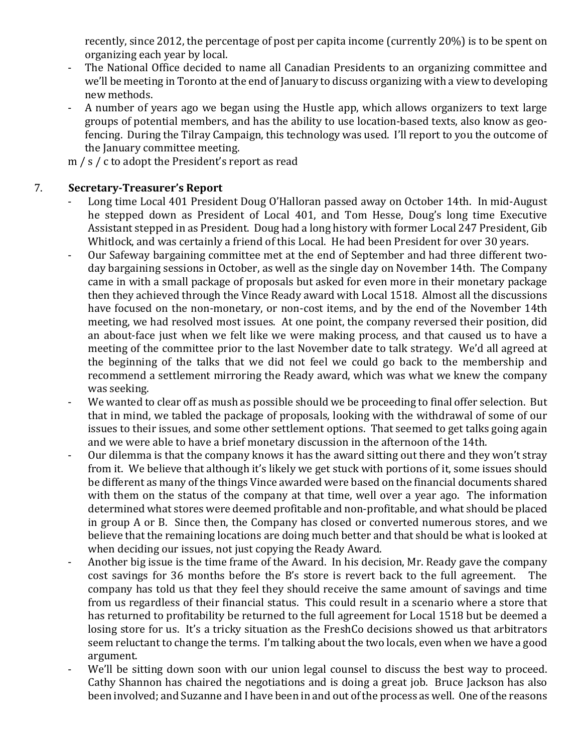recently, since 2012, the percentage of post per capita income (currently 20%) is to be spent on organizing each year by local.

- The National Office decided to name all Canadian Presidents to an organizing committee and we'll be meeting in Toronto at the end of January to discuss organizing with a view to developing new methods.
- A number of years ago we began using the Hustle app, which allows organizers to text large groups of potential members, and has the ability to use location-based texts, also know as geo-fencing. During the Tilray Campaign, this technology was used. I'll report to you the outcome of the January committee meeting.

m / s / c to adopt the President's report as read

7. **Secretary-Treasurer's Report**

- Long time Local 401 President Doug O'Halloran passed away on October 14th. In mid-August he stepped down as President of Local 401, and Tom Hesse, Doug's long time Executive Assistant stepped in as President. Doug had a long history with former Local 247 President, Gib Whitlock, and was certainly a friend of this Local. He had been President for over 30 years.
- Our Safeway bargaining committee met at the end of September and had three different two-day bargaining sessions in October, as well as the single day on November 14th. The Company came in with a small package of proposals but asked for even more in their monetary package then they achieved through the Vince Ready award with Local 1518. Almost all the discussions have focused on the non-monetary, or non-cost items, and by the end of the November 14th meeting, we had resolved most issues. At one point, the company reversed their position, did an about-face just when we felt like we were making process, and that caused us to have a meeting of the committee prior to the last November date to talk strategy. We'd all agreed at the beginning of the talks that we did not feel we could go back to the membership and recommend a settlement mirroring the Ready award, which was what we knew the company was seeking.
- We wanted to clear off as mush as possible should we be proceeding to final offer selection. But that in mind, we tabled the package of proposals, looking with the withdrawal of some of our issues to their issues, and some other settlement options. That seemed to get talks going again and we were able to have a brief monetary discussion in the afternoon of the 14th.
- Our dilemma is that the company knows it has the award sitting out there and they won't stray from it. We believe that although it's likely we get stuck with portions of it, some issues should be different as many of the things Vince awarded were based on the financial documents shared with them on the status of the company at that time, well over a year ago. The information determined what stores were deemed profitable and non-profitable, and what should be placed in group A or B. Since then, the Company has closed or converted numerous stores, and we believe that the remaining locations are doing much better and that should be what is looked at when deciding our issues, not just copying the Ready Award.
- Another big issue is the time frame of the Award. In his decision, Mr. Ready gave the company cost savings for 36 months before the B's store is revert back to the full agreement. The company has told us that they feel they should receive the same amount of savings and time from us regardless of their financial status. This could result in a scenario where a store that has returned to profitability be returned to the full agreement for Local 1518 but be deemed a losing store for us. It's a tricky situation as the FreshCo decisions showed us that arbitrators seem reluctant to change the terms. I'm talking about the two locals, even when we have a good argument.
- We'll be sitting down soon with our union legal counsel to discuss the best way to proceed. Cathy Shannon has chaired the negotiations and is doing a great job. Bruce Jackson has also been involved; and Suzanne and I have been in and out of the process as well. One of the reasons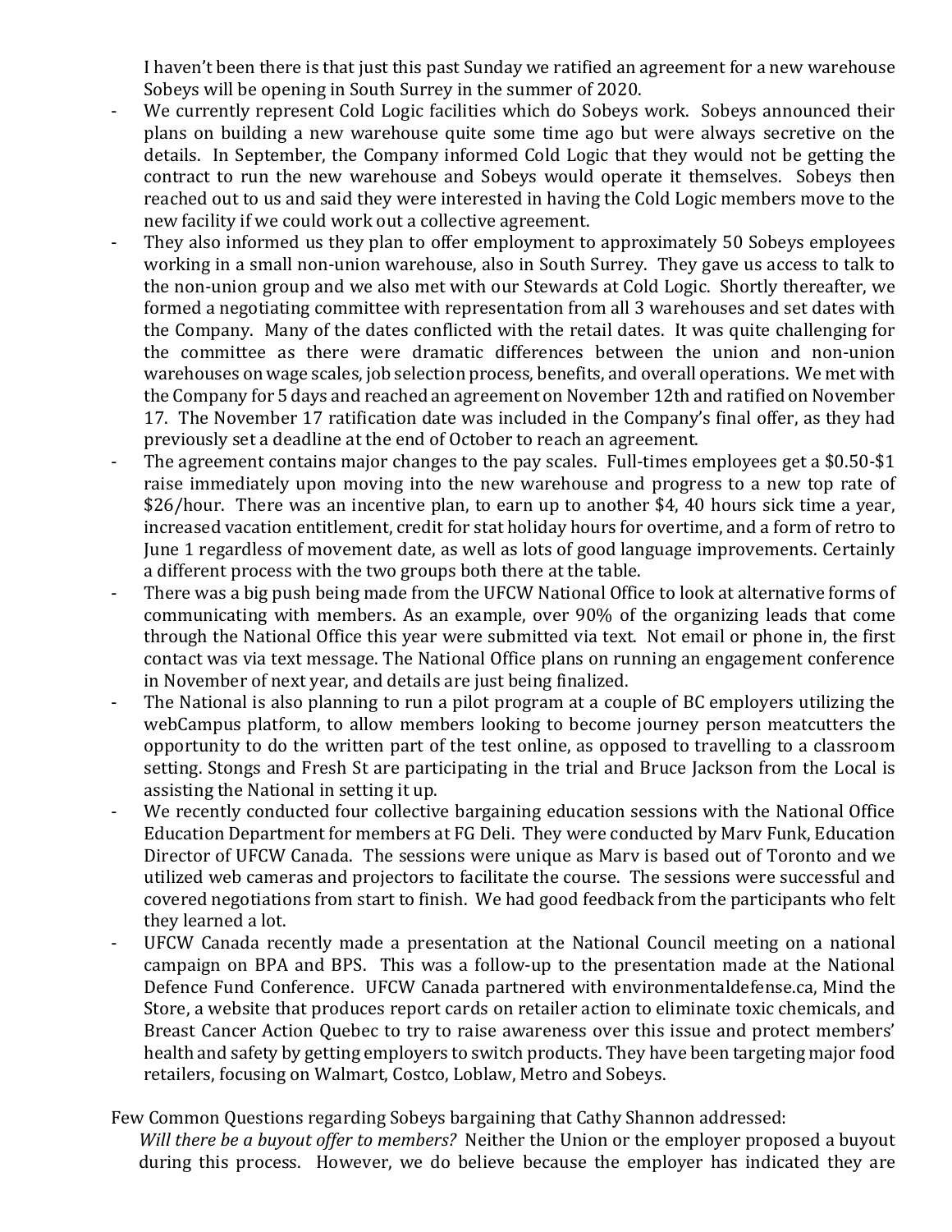I haven't been there is that just this past Sunday we ratified an agreement for a new warehouse Sobeys will be opening in South Surrey in the summer of 2020.

- We currently represent Cold Logic facilities which do Sobeys work. Sobeys announced their plans on building a new warehouse quite some time ago but were always secretive on the details. In September, the Company informed Cold Logic that they would not be getting the contract to run the new warehouse and Sobeys would operate it themselves. Sobeys then reached out to us and said they were interested in having the Cold Logic members move to the new facility if we could work out a collective agreement.
- They also informed us they plan to offer employment to approximately 50 Sobeys employees working in a small non-union warehouse, also in South Surrey. They gave us access to talk to the non-union group and we also met with our Stewards at Cold Logic. Shortly thereafter, we formed a negotiating committee with representation from all 3 warehouses and set dates with the Company. Many of the dates conflicted with the retail dates. It was quite challenging for the committee as there were dramatic differences between the union and non-union warehouses on wage scales, job selection process, benefits, and overall operations. We met with the Company for 5 days and reached an agreement on November 12th and ratified on November 17. The November 17 ratification date was included in the Company's final offer, as they had previously set a deadline at the end of October to reach an agreement.
- The agreement contains major changes to the pay scales. Full-times employees get a $0.50-$1 raise immediately upon moving into the new warehouse and progress to a new top rate of $26/hour. There was an incentive plan, to earn up to another $4, 40 hours sick time a year, increased vacation entitlement, credit for stat holiday hours for overtime, and a form of retro to June 1 regardless of movement date, as well as lots of good language improvements. Certainly a different process with the two groups both there at the table.
- There was a big push being made from the UFCW National Office to look at alternative forms of communicating with members. As an example, over 90% of the organizing leads that come through the National Office this year were submitted via text. Not email or phone in, the first contact was via text message. The National Office plans on running an engagement conference in November of next year, and details are just being finalized.
- The National is also planning to run a pilot program at a couple of BC employers utilizing the webCampus platform, to allow members looking to become journey person meatcutters the opportunity to do the written part of the test online, as opposed to travelling to a classroom setting. Stongs and Fresh St are participating in the trial and Bruce Jackson from the Local is assisting the National in setting it up.
- We recently conducted four collective bargaining education sessions with the National Office Education Department for members at FG Deli. They were conducted by Marv Funk, Education Director of UFCW Canada. The sessions were unique as Marv is based out of Toronto and we utilized web cameras and projectors to facilitate the course. The sessions were successful and covered negotiations from start to finish. We had good feedback from the participants who felt they learned a lot.
- UFCW Canada recently made a presentation at the National Council meeting on a national campaign on BPA and BPS. This was a follow-up to the presentation made at the National Defence Fund Conference. UFCW Canada partnered with environmentaldefense.ca, Mind the Store, a website that produces report cards on retailer action to eliminate toxic chemicals, and Breast Cancer Action Quebec to try to raise awareness over this issue and protect members' health and safety by getting employers to switch products. They have been targeting major food retailers, focusing on Walmart, Costco, Loblaw, Metro and Sobeys.

Few Common Questions regarding Sobeys bargaining that Cathy Shannon addressed:

*Will there be a buyout offer to members?* Neither the Union or the employer proposed a buyout during this process. However, we do believe because the employer has indicated they are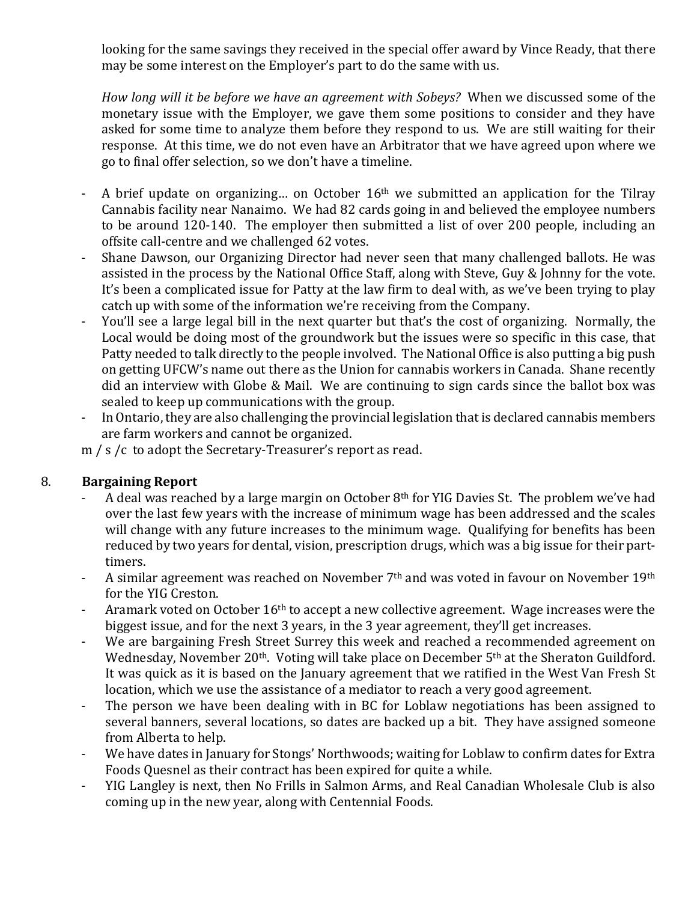looking for the same savings they received in the special offer award by Vince Ready, that there may be some interest on the Employer's part to do the same with us.

*How long will it be before we have an agreement with Sobeys?* When we discussed some of the monetary issue with the Employer, we gave them some positions to consider and they have asked for some time to analyze them before they respond to us. We are still waiting for their response. At this time, we do not even have an Arbitrator that we have agreed upon where we go to final offer selection, so we don't have a timeline.

- A brief update on organizing… on October 16th we submitted an application for the Tilray Cannabis facility near Nanaimo. We had 82 cards going in and believed the employee numbers to be around 120-140. The employer then submitted a list of over 200 people, including an offsite call-centre and we challenged 62 votes.
- Shane Dawson, our Organizing Director had never seen that many challenged ballots. He was assisted in the process by the National Office Staff, along with Steve, Guy & Johnny for the vote. It's been a complicated issue for Patty at the law firm to deal with, as we've been trying to play catch up with some of the information we're receiving from the Company.
- You'll see a large legal bill in the next quarter but that's the cost of organizing. Normally, the Local would be doing most of the groundwork but the issues were so specific in this case, that Patty needed to talk directly to the people involved. The National Office is also putting a big push on getting UFCW's name out there as the Union for cannabis workers in Canada. Shane recently did an interview with Globe & Mail. We are continuing to sign cards since the ballot box was sealed to keep up communications with the group.
- In Ontario, they are also challenging the provincial legislation that is declared cannabis members are farm workers and cannot be organized.

m / s /c to adopt the Secretary-Treasurer's report as read.

8. **Bargaining Report**
   - A deal was reached by a large margin on October 8th for YIG Davies St. The problem we've had over the last few years with the increase of minimum wage has been addressed and the scales will change with any future increases to the minimum wage. Qualifying for benefits has been reduced by two years for dental, vision, prescription drugs, which was a big issue for their part-timers.
   - A similar agreement was reached on November 7th and was voted in favour on November 19th for the YIG Creston.
   - Aramark voted on October 16th to accept a new collective agreement. Wage increases were the biggest issue, and for the next 3 years, in the 3 year agreement, they'll get increases.
   - We are bargaining Fresh Street Surrey this week and reached a recommended agreement on Wednesday, November 20th. Voting will take place on December 5th at the Sheraton Guildford. It was quick as it is based on the January agreement that we ratified in the West Van Fresh St location, which we use the assistance of a mediator to reach a very good agreement.
   - The person we have been dealing with in BC for Loblaw negotiations has been assigned to several banners, several locations, so dates are backed up a bit. They have assigned someone from Alberta to help.
   - We have dates in January for Stongs' Northwoods; waiting for Loblaw to confirm dates for Extra Foods Quesnel as their contract has been expired for quite a while.
   - YIG Langley is next, then No Frills in Salmon Arms, and Real Canadian Wholesale Club is also coming up in the new year, along with Centennial Foods.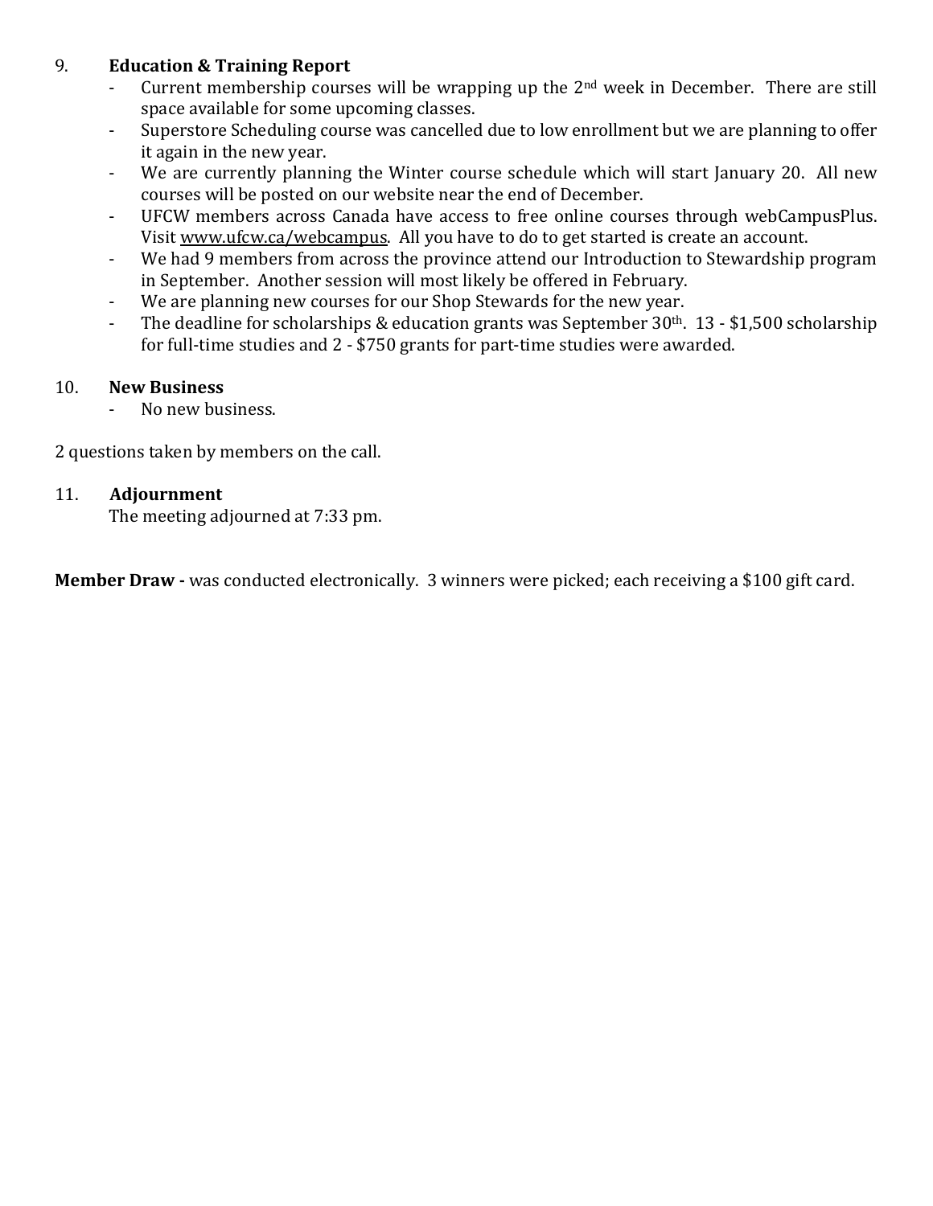9. **Education & Training Report**
   - Current membership courses will be wrapping up the 2nd week in December. There are still space available for some upcoming classes.
   - Superstore Scheduling course was cancelled due to low enrollment but we are planning to offer it again in the new year.
   - We are currently planning the Winter course schedule which will start January 20. All new courses will be posted on our website near the end of December.
   - UFCW members across Canada have access to free online courses through webCampusPlus. Visit www.ufcw.ca/webcampus. All you have to do to get started is create an account.
   - We had 9 members from across the province attend our Introduction to Stewardship program in September. Another session will most likely be offered in February.
   - We are planning new courses for our Shop Stewards for the new year.
   - The deadline for scholarships & education grants was September 30th. 13 - $1,500 scholarship for full-time studies and 2 - $750 grants for part-time studies were awarded.

10. **New Business**
    - No new business.

2 questions taken by members on the call.

11. **Adjournment**

    The meeting adjourned at 7:33 pm.

**Member Draw -** was conducted electronically. 3 winners were picked; each receiving a $100 gift card.